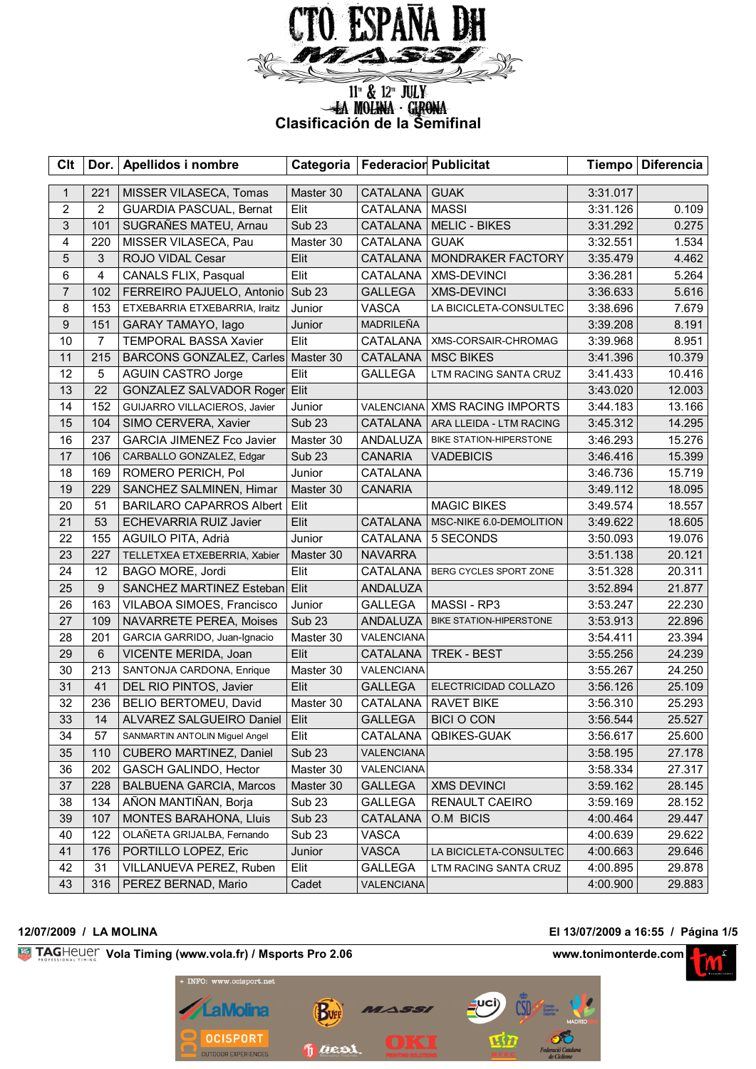# CTO. ESPAÑA DH

MASSI

11TH & 12TH JULY

LA MOLINA · GIRONA

## Clasificación de la Semifinal

| Clt | Dor. | Apellidos i nombre | Categoria | Federacion | Publicitat | Tiempo | Diferencia |
|---|---|---|---|---|---|---|---|
| 1 | 221 | MISSER VILASECA, Tomas | Master 30 | CATALANA | GUAK | 3:31.017 | |
| 2 | 2 | GUARDIA PASCUAL, Bernat | Elit | CATALANA | MASSI | 3:31.126 | 0.109 |
| 3 | 101 | SUGRAÑES MATEU, Arnau | Sub 23 | CATALANA | MELIC - BIKES | 3:31.292 | 0.275 |
| 4 | 220 | MISSER VILASECA, Pau | Master 30 | CATALANA | GUAK | 3:32.551 | 1.534 |
| 5 | 3 | ROJO VIDAL Cesar | Elit | CATALANA | MONDRAKER FACTORY | 3:35.479 | 4.462 |
| 6 | 4 | CANALS FLIX, Pasqual | Elit | CATALANA | XMS-DEVINCI | 3:36.281 | 5.264 |
| 7 | 102 | FERREIRO PAJUELO, Antonio | Sub 23 | GALLEGA | XMS-DEVINCI | 3:36.633 | 5.616 |
| 8 | 153 | ETXEBARRIA ETXEBARRIA, Iraitz | Junior | VASCA | LA BICICLETA-CONSULTEC | 3:38.696 | 7.679 |
| 9 | 151 | GARAY TAMAYO, Iago | Junior | MADRILEÑA | | 3:39.208 | 8.191 |
| 10 | 7 | TEMPORAL BASSA Xavier | Elit | CATALANA | XMS-CORSAIR-CHROMAG | 3:39.968 | 8.951 |
| 11 | 215 | BARCONS GONZALEZ, Carles | Master 30 | CATALANA | MSC BIKES | 3:41.396 | 10.379 |
| 12 | 5 | AGUIN CASTRO Jorge | Elit | GALLEGA | LTM RACING SANTA CRUZ | 3:41.433 | 10.416 |
| 13 | 22 | GONZALEZ SALVADOR Roger | Elit | | | 3:43.020 | 12.003 |
| 14 | 152 | GUIJARRO VILLACIEROS, Javier | Junior | VALENCIANA | XMS RACING IMPORTS | 3:44.183 | 13.166 |
| 15 | 104 | SIMO CERVERA, Xavier | Sub 23 | CATALANA | ARA LLEIDA - LTM RACING | 3:45.312 | 14.295 |
| 16 | 237 | GARCIA JIMENEZ Fco Javier | Master 30 | ANDALUZA | BIKE STATION-HIPERSTONE | 3:46.293 | 15.276 |
| 17 | 106 | CARBALLO GONZALEZ, Edgar | Sub 23 | CANARIA | VADEBICIS | 3:46.416 | 15.399 |
| 18 | 169 | ROMERO PERICH, Pol | Junior | CATALANA | | 3:46.736 | 15.719 |
| 19 | 229 | SANCHEZ SALMINEN, Himar | Master 30 | CANARIA | | 3:49.112 | 18.095 |
| 20 | 51 | BARILARO CAPARROS Albert | Elit | | MAGIC BIKES | 3:49.574 | 18.557 |
| 21 | 53 | ECHEVARRIA RUIZ Javier | Elit | CATALANA | MSC-NIKE 6.0-DEMOLITION | 3:49.622 | 18.605 |
| 22 | 155 | AGUILO PITA, Adrià | Junior | CATALANA | 5 SECONDS | 3:50.093 | 19.076 |
| 23 | 227 | TELLETXEA ETXEBERRIA, Xabier | Master 30 | NAVARRA | | 3:51.138 | 20.121 |
| 24 | 12 | BAGO MORE, Jordi | Elit | CATALANA | BERG CYCLES SPORT ZONE | 3:51.328 | 20.311 |
| 25 | 9 | SANCHEZ MARTINEZ Esteban | Elit | ANDALUZA | | 3:52.894 | 21.877 |
| 26 | 163 | VILABOA SIMOES, Francisco | Junior | GALLEGA | MASSI - RP3 | 3:53.247 | 22.230 |
| 27 | 109 | NAVARRETE PEREA, Moises | Sub 23 | ANDALUZA | BIKE STATION-HIPERSTONE | 3:53.913 | 22.896 |
| 28 | 201 | GARCIA GARRIDO, Juan-Ignacio | Master 30 | VALENCIANA | | 3:54.411 | 23.394 |
| 29 | 6 | VICENTE MERIDA, Joan | Elit | CATALANA | TREK - BEST | 3:55.256 | 24.239 |
| 30 | 213 | SANTONJA CARDONA, Enrique | Master 30 | VALENCIANA | | 3:55.267 | 24.250 |
| 31 | 41 | DEL RIO PINTOS, Javier | Elit | GALLEGA | ELECTRICIDAD COLLAZO | 3:56.126 | 25.109 |
| 32 | 236 | BELIO BERTOMEU, David | Master 30 | CATALANA | RAVET BIKE | 3:56.310 | 25.293 |
| 33 | 14 | ALVAREZ SALGUEIRO Daniel | Elit | GALLEGA | BICI O CON | 3:56.544 | 25.527 |
| 34 | 57 | SANMARTIN ANTOLIN Miguel Angel | Elit | CATALANA | QBIKES-GUAK | 3:56.617 | 25.600 |
| 35 | 110 | CUBERO MARTINEZ, Daniel | Sub 23 | VALENCIANA | | 3:58.195 | 27.178 |
| 36 | 202 | GASCH GALINDO, Hector | Master 30 | VALENCIANA | | 3:58.334 | 27.317 |
| 37 | 228 | BALBUENA GARCIA, Marcos | Master 30 | GALLEGA | XMS DEVINCI | 3:59.162 | 28.145 |
| 38 | 134 | AÑON MANTIÑAN, Borja | Sub 23 | GALLEGA | RENAULT CAEIRO | 3:59.169 | 28.152 |
| 39 | 107 | MONTES BARAHONA, Lluis | Sub 23 | CATALANA | O.M BICIS | 4:00.464 | 29.447 |
| 40 | 122 | OLAÑETA GRIJALBA, Fernando | Sub 23 | VASCA | | 4:00.639 | 29.622 |
| 41 | 176 | PORTILLO LOPEZ, Eric | Junior | VASCA | LA BICICLETA-CONSULTEC | 4:00.663 | 29.646 |
| 42 | 31 | VILLANUEVA PEREZ, Ruben | Elit | GALLEGA | LTM RACING SANTA CRUZ | 4:00.895 | 29.878 |
| 43 | 316 | PEREZ BERNAD, Mario | Cadet | VALENCIANA | | 4:00.900 | 29.883 |

**12/07/2009 / LA MOLINA** — **El 13/07/2009 a 16:55**

TAGHeuer **Vola Timing (www.vola.fr) / Msports Pro 2.06** — **www.tonimonterde.com**

+ INFO: www.ocisport.net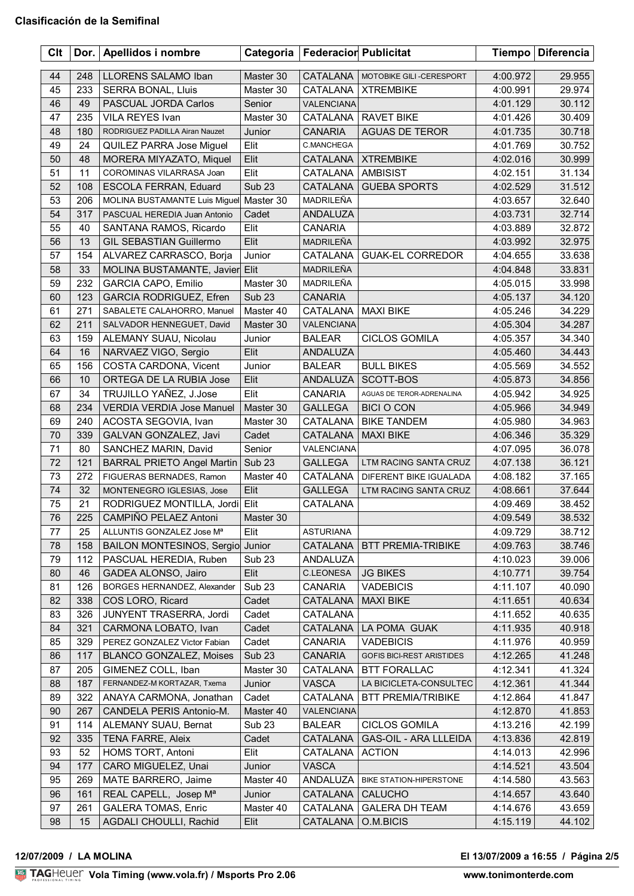## Clasificación de la Semifinal

| Clt | Dor. | Apellidos i nombre | Categoria | Federacion | Publicitat | Tiempo | Diferencia |
|---|---|---|---|---|---|---|---|
| 44 | 248 | LLORENS SALAMO Iban | Master 30 | CATALANA | MOTOBIKE GILI -CERESPORT | 4:00.972 | 29.955 |
| 45 | 233 | SERRA BONAL, Lluis | Master 30 | CATALANA | XTREMBIKE | 4:00.991 | 29.974 |
| 46 | 49 | PASCUAL JORDA Carlos | Senior | VALENCIANA | | 4:01.129 | 30.112 |
| 47 | 235 | VILA REYES Ivan | Master 30 | CATALANA | RAVET BIKE | 4:01.426 | 30.409 |
| 48 | 180 | RODRIGUEZ PADILLA Airan Nauzet | Junior | CANARIA | AGUAS DE TEROR | 4:01.735 | 30.718 |
| 49 | 24 | QUILEZ PARRA Jose Miguel | Elit | C.MANCHEGA | | 4:01.769 | 30.752 |
| 50 | 48 | MORERA MIYAZATO, Miquel | Elit | CATALANA | XTREMBIKE | 4:02.016 | 30.999 |
| 51 | 11 | COROMINAS VILARRASA Joan | Elit | CATALANA | AMBISIST | 4:02.151 | 31.134 |
| 52 | 108 | ESCOLA FERRAN, Eduard | Sub 23 | CATALANA | GUEBA SPORTS | 4:02.529 | 31.512 |
| 53 | 206 | MOLINA BUSTAMANTE Luis Miguel | Master 30 | MADRILEÑA | | 4:03.657 | 32.640 |
| 54 | 317 | PASCUAL HEREDIA Juan Antonio | Cadet | ANDALUZA | | 4:03.731 | 32.714 |
| 55 | 40 | SANTANA RAMOS, Ricardo | Elit | CANARIA | | 4:03.889 | 32.872 |
| 56 | 13 | GIL SEBASTIAN Guillermo | Elit | MADRILEÑA | | 4:03.992 | 32.975 |
| 57 | 154 | ALVAREZ CARRASCO, Borja | Junior | CATALANA | GUAK-EL CORREDOR | 4:04.655 | 33.638 |
| 58 | 33 | MOLINA BUSTAMANTE, Javier | Elit | MADRILEÑA | | 4:04.848 | 33.831 |
| 59 | 232 | GARCIA CAPO, Emilio | Master 30 | MADRILEÑA | | 4:05.015 | 33.998 |
| 60 | 123 | GARCIA RODRIGUEZ, Efren | Sub 23 | CANARIA | | 4:05.137 | 34.120 |
| 61 | 271 | SABALETE CALAHORRO, Manuel | Master 40 | CATALANA | MAXI BIKE | 4:05.246 | 34.229 |
| 62 | 211 | SALVADOR HENNEGUET, David | Master 30 | VALENCIANA | | 4:05.304 | 34.287 |
| 63 | 159 | ALEMANY SUAU, Nicolau | Junior | BALEAR | CICLOS GOMILA | 4:05.357 | 34.340 |
| 64 | 16 | NARVAEZ VIGO, Sergio | Elit | ANDALUZA | | 4:05.460 | 34.443 |
| 65 | 156 | COSTA CARDONA, Vicent | Junior | BALEAR | BULL BIKES | 4:05.569 | 34.552 |
| 66 | 10 | ORTEGA DE LA RUBIA Jose | Elit | ANDALUZA | SCOTT-BOS | 4:05.873 | 34.856 |
| 67 | 34 | TRUJILLO YAÑEZ, J.Jose | Elit | CANARIA | AGUAS DE TEROR-ADRENALINA | 4:05.942 | 34.925 |
| 68 | 234 | VERDIA VERDIA Jose Manuel | Master 30 | GALLEGA | BICI O CON | 4:05.966 | 34.949 |
| 69 | 240 | ACOSTA SEGOVIA, Ivan | Master 30 | CATALANA | BIKE TANDEM | 4:05.980 | 34.963 |
| 70 | 339 | GALVAN GONZALEZ, Javi | Cadet | CATALANA | MAXI BIKE | 4:06.346 | 35.329 |
| 71 | 80 | SANCHEZ MARIN, David | Senior | VALENCIANA | | 4:07.095 | 36.078 |
| 72 | 121 | BARRAL PRIETO Angel Martin | Sub 23 | GALLEGA | LTM RACING SANTA CRUZ | 4:07.138 | 36.121 |
| 73 | 272 | FIGUERAS BERNADES, Ramon | Master 40 | CATALANA | DIFERENT BIKE IGUALADA | 4:08.182 | 37.165 |
| 74 | 32 | MONTENEGRO IGLESIAS, Jose | Elit | GALLEGA | LTM RACING SANTA CRUZ | 4:08.661 | 37.644 |
| 75 | 21 | RODRIGUEZ MONTILLA, Jordi | Elit | CATALANA | | 4:09.469 | 38.452 |
| 76 | 225 | CAMPIÑO PELAEZ Antoni | Master 30 | | | 4:09.549 | 38.532 |
| 77 | 25 | ALLUNTIS GONZALEZ Jose Mª | Elit | ASTURIANA | | 4:09.729 | 38.712 |
| 78 | 158 | BAILON MONTESINOS, Sergio | Junior | CATALANA | BTT PREMIA-TRIBIKE | 4:09.763 | 38.746 |
| 79 | 112 | PASCUAL HEREDIA, Ruben | Sub 23 | ANDALUZA | | 4:10.023 | 39.006 |
| 80 | 46 | GADEA ALONSO, Jairo | Elit | C.LEONESA | JG BIKES | 4:10.771 | 39.754 |
| 81 | 126 | BORGES HERNANDEZ, Alexander | Sub 23 | CANARIA | VADEBICIS | 4:11.107 | 40.090 |
| 82 | 338 | COS LORO, Ricard | Cadet | CATALANA | MAXI BIKE | 4:11.651 | 40.634 |
| 83 | 326 | JUNYENT TRASERRA, Jordi | Cadet | CATALANA | | 4:11.652 | 40.635 |
| 84 | 321 | CARMONA LOBATO, Ivan | Cadet | CATALANA | LA POMA GUAK | 4:11.935 | 40.918 |
| 85 | 329 | PEREZ GONZALEZ Victor Fabian | Cadet | CANARIA | VADEBICIS | 4:11.976 | 40.959 |
| 86 | 117 | BLANCO GONZALEZ, Moises | Sub 23 | CANARIA | GOFIS BICI-REST ARISTIDES | 4:12.265 | 41.248 |
| 87 | 205 | GIMENEZ COLL, Iban | Master 30 | CATALANA | BTT FORALLAC | 4:12.341 | 41.324 |
| 88 | 187 | FERNANDEZ-M KORTAZAR, Txema | Junior | VASCA | LA BICICLETA-CONSULTEC | 4:12.361 | 41.344 |
| 89 | 322 | ANAYA CARMONA, Jonathan | Cadet | CATALANA | BTT PREMIA/TRIBIKE | 4:12.864 | 41.847 |
| 90 | 267 | CANDELA PERIS Antonio-M. | Master 40 | VALENCIANA | | 4:12.870 | 41.853 |
| 91 | 114 | ALEMANY SUAU, Bernat | Sub 23 | BALEAR | CICLOS GOMILA | 4:13.216 | 42.199 |
| 92 | 335 | TENA FARRE, Aleix | Cadet | CATALANA | GAS-OIL - ARA LLLEIDA | 4:13.836 | 42.819 |
| 93 | 52 | HOMS TORT, Antoni | Elit | CATALANA | ACTION | 4:14.013 | 42.996 |
| 94 | 177 | CARO MIGUELEZ, Unai | Junior | VASCA | | 4:14.521 | 43.504 |
| 95 | 269 | MATE BARRERO, Jaime | Master 40 | ANDALUZA | BIKE STATION-HIPERSTONE | 4:14.580 | 43.563 |
| 96 | 161 | REAL CAPELL, Josep Mª | Junior | CATALANA | CALUCHO | 4:14.657 | 43.640 |
| 97 | 261 | GALERA TOMAS, Enric | Master 40 | CATALANA | GALERA DH TEAM | 4:14.676 | 43.659 |
| 98 | 15 | AGDALI CHOULLI, Rachid | Elit | CATALANA | O.M.BICIS | 4:15.119 | 44.102 |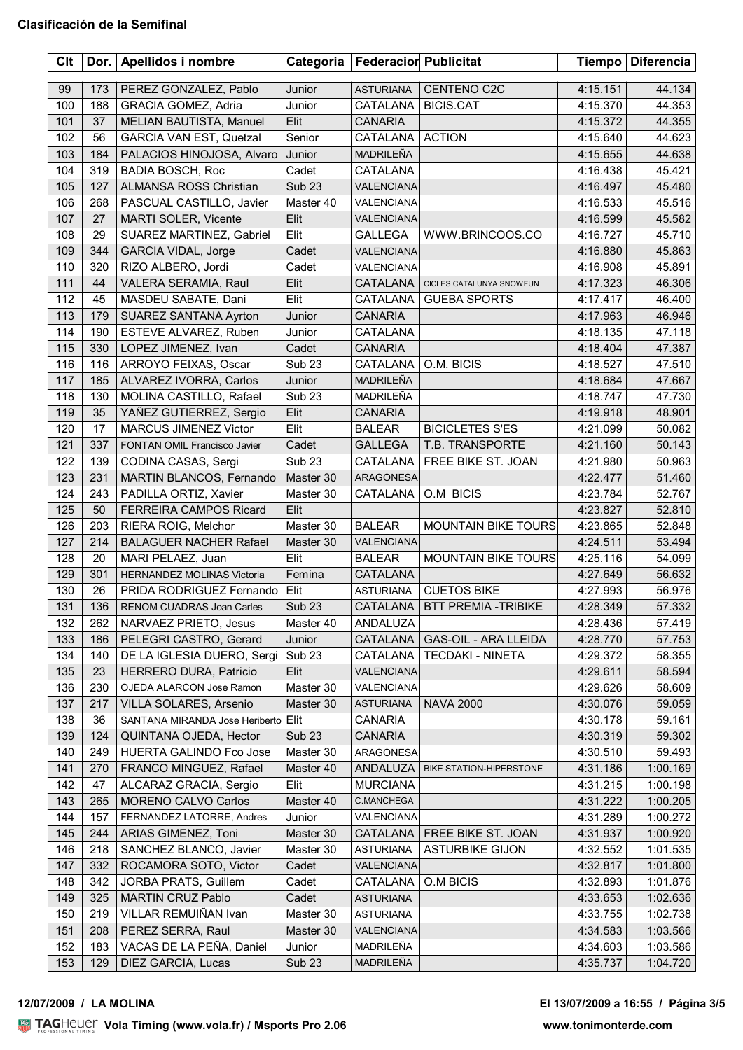**Clasificación de la Semifinal**

| Clt | Dor. | Apellidos i nombre | Categoria | Federacion | Publicitat | Tiempo | Diferencia |
|---|---|---|---|---|---|---|---|
| 99 | 173 | PEREZ GONZALEZ, Pablo | Junior | ASTURIANA | CENTENO C2C | 4:15.151 | 44.134 |
| 100 | 188 | GRACIA GOMEZ, Adria | Junior | CATALANA | BICIS.CAT | 4:15.370 | 44.353 |
| 101 | 37 | MELIAN BAUTISTA, Manuel | Elit | CANARIA | | 4:15.372 | 44.355 |
| 102 | 56 | GARCIA VAN EST, Quetzal | Senior | CATALANA | ACTION | 4:15.640 | 44.623 |
| 103 | 184 | PALACIOS HINOJOSA, Alvaro | Junior | MADRILEÑA | | 4:15.655 | 44.638 |
| 104 | 319 | BADIA BOSCH, Roc | Cadet | CATALANA | | 4:16.438 | 45.421 |
| 105 | 127 | ALMANSA ROSS Christian | Sub 23 | VALENCIANA | | 4:16.497 | 45.480 |
| 106 | 268 | PASCUAL CASTILLO, Javier | Master 40 | VALENCIANA | | 4:16.533 | 45.516 |
| 107 | 27 | MARTI SOLER, Vicente | Elit | VALENCIANA | | 4:16.599 | 45.582 |
| 108 | 29 | SUAREZ MARTINEZ, Gabriel | Elit | GALLEGA | WWW.BRINCOOS.CO | 4:16.727 | 45.710 |
| 109 | 344 | GARCIA VIDAL, Jorge | Cadet | VALENCIANA | | 4:16.880 | 45.863 |
| 110 | 320 | RIZO ALBERO, Jordi | Cadet | VALENCIANA | | 4:16.908 | 45.891 |
| 111 | 44 | VALERA SERAMIA, Raul | Elit | CATALANA | CICLES CATALUNYA SNOWFUN | 4:17.323 | 46.306 |
| 112 | 45 | MASDEU SABATE, Dani | Elit | CATALANA | GUEBA SPORTS | 4:17.417 | 46.400 |
| 113 | 179 | SUAREZ SANTANA Ayrton | Junior | CANARIA | | 4:17.963 | 46.946 |
| 114 | 190 | ESTEVE ALVAREZ, Ruben | Junior | CATALANA | | 4:18.135 | 47.118 |
| 115 | 330 | LOPEZ JIMENEZ, Ivan | Cadet | CANARIA | | 4:18.404 | 47.387 |
| 116 | 116 | ARROYO FEIXAS, Oscar | Sub 23 | CATALANA | O.M. BICIS | 4:18.527 | 47.510 |
| 117 | 185 | ALVAREZ IVORRA, Carlos | Junior | MADRILEÑA | | 4:18.684 | 47.667 |
| 118 | 130 | MOLINA CASTILLO, Rafael | Sub 23 | MADRILEÑA | | 4:18.747 | 47.730 |
| 119 | 35 | YAÑEZ GUTIERREZ, Sergio | Elit | CANARIA | | 4:19.918 | 48.901 |
| 120 | 17 | MARCUS JIMENEZ Victor | Elit | BALEAR | BICICLETES S'ES | 4:21.099 | 50.082 |
| 121 | 337 | FONTAN OMIL Francisco Javier | Cadet | GALLEGA | T.B. TRANSPORTE | 4:21.160 | 50.143 |
| 122 | 139 | CODINA CASAS, Sergi | Sub 23 | CATALANA | FREE BIKE ST. JOAN | 4:21.980 | 50.963 |
| 123 | 231 | MARTIN BLANCOS, Fernando | Master 30 | ARAGONESA | | 4:22.477 | 51.460 |
| 124 | 243 | PADILLA ORTIZ, Xavier | Master 30 | CATALANA | O.M BICIS | 4:23.784 | 52.767 |
| 125 | 50 | FERREIRA CAMPOS Ricard | Elit | | | 4:23.827 | 52.810 |
| 126 | 203 | RIERA ROIG, Melchor | Master 30 | BALEAR | MOUNTAIN BIKE TOURS | 4:23.865 | 52.848 |
| 127 | 214 | BALAGUER NACHER Rafael | Master 30 | VALENCIANA | | 4:24.511 | 53.494 |
| 128 | 20 | MARI PELAEZ, Juan | Elit | BALEAR | MOUNTAIN BIKE TOURS | 4:25.116 | 54.099 |
| 129 | 301 | HERNANDEZ MOLINAS Victoria | Femina | CATALANA | | 4:27.649 | 56.632 |
| 130 | 26 | PRIDA RODRIGUEZ Fernando | Elit | ASTURIANA | CUETOS BIKE | 4:27.993 | 56.976 |
| 131 | 136 | RENOM CUADRAS Joan Carles | Sub 23 | CATALANA | BTT PREMIA -TRIBIKE | 4:28.349 | 57.332 |
| 132 | 262 | NARVAEZ PRIETO, Jesus | Master 40 | ANDALUZA | | 4:28.436 | 57.419 |
| 133 | 186 | PELEGRI CASTRO, Gerard | Junior | CATALANA | GAS-OIL - ARA LLEIDA | 4:28.770 | 57.753 |
| 134 | 140 | DE LA IGLESIA DUERO, Sergi | Sub 23 | CATALANA | TECDAKI - NINETA | 4:29.372 | 58.355 |
| 135 | 23 | HERRERO DURA, Patricio | Elit | VALENCIANA | | 4:29.611 | 58.594 |
| 136 | 230 | OJEDA ALARCON Jose Ramon | Master 30 | VALENCIANA | | 4:29.626 | 58.609 |
| 137 | 217 | VILLA SOLARES, Arsenio | Master 30 | ASTURIANA | NAVA 2000 | 4:30.076 | 59.059 |
| 138 | 36 | SANTANA MIRANDA Jose Heriberto | Elit | CANARIA | | 4:30.178 | 59.161 |
| 139 | 124 | QUINTANA OJEDA, Hector | Sub 23 | CANARIA | | 4:30.319 | 59.302 |
| 140 | 249 | HUERTA GALINDO Fco Jose | Master 30 | ARAGONESA | | 4:30.510 | 59.493 |
| 141 | 270 | FRANCO MINGUEZ, Rafael | Master 40 | ANDALUZA | BIKE STATION-HIPERSTONE | 4:31.186 | 1:00.169 |
| 142 | 47 | ALCARAZ GRACIA, Sergio | Elit | MURCIANA | | 4:31.215 | 1:00.198 |
| 143 | 265 | MORENO CALVO Carlos | Master 40 | C.MANCHEGA | | 4:31.222 | 1:00.205 |
| 144 | 157 | FERNANDEZ LATORRE, Andres | Junior | VALENCIANA | | 4:31.289 | 1:00.272 |
| 145 | 244 | ARIAS GIMENEZ, Toni | Master 30 | CATALANA | FREE BIKE ST. JOAN | 4:31.937 | 1:00.920 |
| 146 | 218 | SANCHEZ BLANCO, Javier | Master 30 | ASTURIANA | ASTURBIKE GIJON | 4:32.552 | 1:01.535 |
| 147 | 332 | ROCAMORA SOTO, Victor | Cadet | VALENCIANA | | 4:32.817 | 1:01.800 |
| 148 | 342 | JORBA PRATS, Guillem | Cadet | CATALANA | O.M BICIS | 4:32.893 | 1:01.876 |
| 149 | 325 | MARTIN CRUZ Pablo | Cadet | ASTURIANA | | 4:33.653 | 1:02.636 |
| 150 | 219 | VILLAR REMUIÑAN Ivan | Master 30 | ASTURIANA | | 4:33.755 | 1:02.738 |
| 151 | 208 | PEREZ SERRA, Raul | Master 30 | VALENCIANA | | 4:34.583 | 1:03.566 |
| 152 | 183 | VACAS DE LA PEÑA, Daniel | Junior | MADRILEÑA | | 4:34.603 | 1:03.586 |
| 153 | 129 | DIEZ GARCIA, Lucas | Sub 23 | MADRILEÑA | | 4:35.737 | 1:04.720 |

**12/07/2009 / LA MOLINA** **El 13/07/2009 a 16:55**

Vola Timing (www.vola.fr) / Msports Pro 2.06 www.tonimonterde.com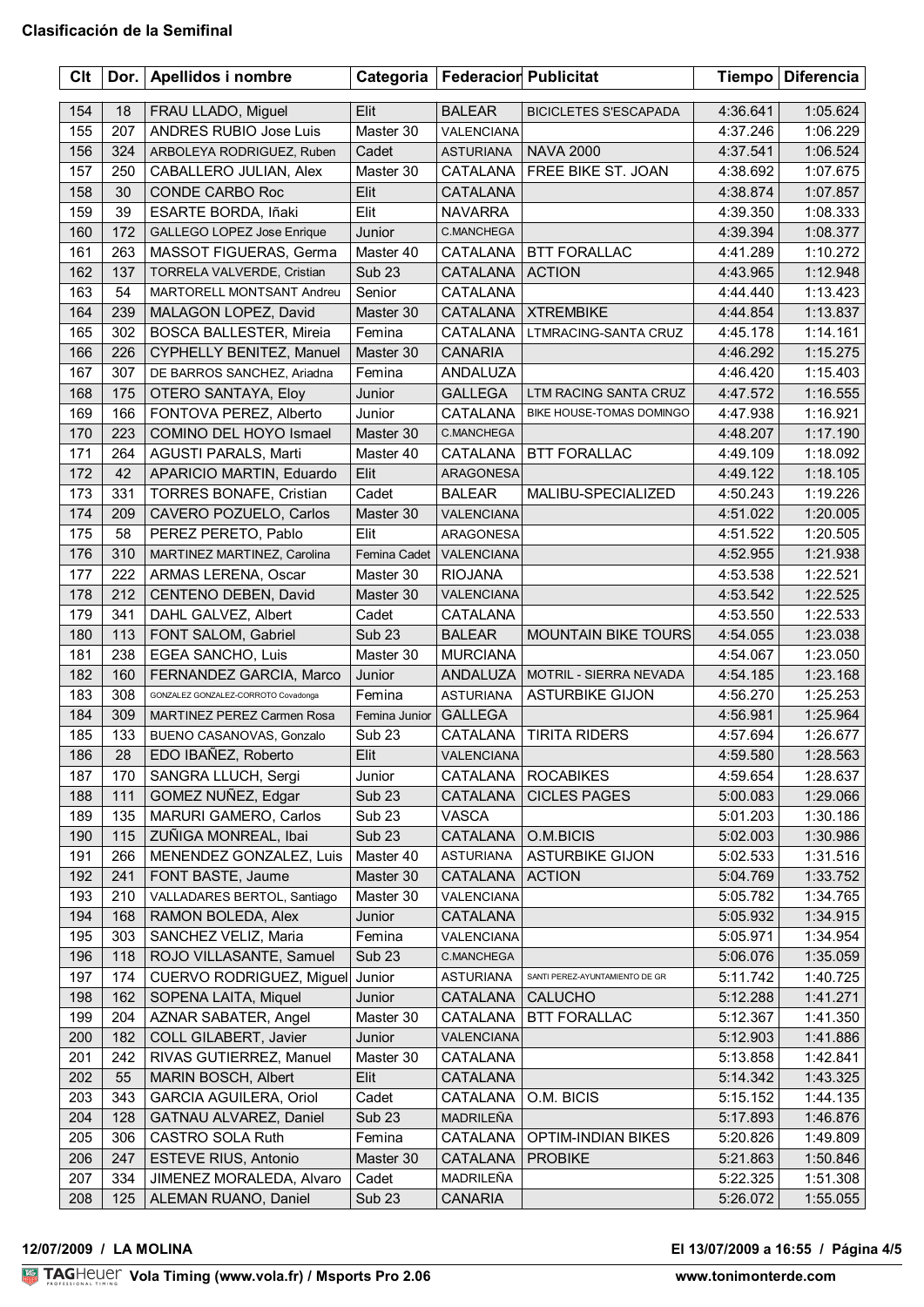# Clasificación de la Semifinal

| Clt | Dor. | Apellidos i nombre | Categoria | Federacion | Publicitat | Tiempo | Diferencia |
|---|---|---|---|---|---|---|---|
| 154 | 18 | FRAU LLADO, Miguel | Elit | BALEAR | BICICLETES S'ESCAPADA | 4:36.641 | 1:05.624 |
| 155 | 207 | ANDRES RUBIO Jose Luis | Master 30 | VALENCIANA | | 4:37.246 | 1:06.229 |
| 156 | 324 | ARBOLEYA RODRIGUEZ, Ruben | Cadet | ASTURIANA | NAVA 2000 | 4:37.541 | 1:06.524 |
| 157 | 250 | CABALLERO JULIAN, Alex | Master 30 | CATALANA | FREE BIKE ST. JOAN | 4:38.692 | 1:07.675 |
| 158 | 30 | CONDE CARBO Roc | Elit | CATALANA | | 4:38.874 | 1:07.857 |
| 159 | 39 | ESARTE BORDA, Iñaki | Elit | NAVARRA | | 4:39.350 | 1:08.333 |
| 160 | 172 | GALLEGO LOPEZ Jose Enrique | Junior | C.MANCHEGA | | 4:39.394 | 1:08.377 |
| 161 | 263 | MASSOT FIGUERAS, Germa | Master 40 | CATALANA | BTT FORALLAC | 4:41.289 | 1:10.272 |
| 162 | 137 | TORRELA VALVERDE, Cristian | Sub 23 | CATALANA | ACTION | 4:43.965 | 1:12.948 |
| 163 | 54 | MARTORELL MONTSANT Andreu | Senior | CATALANA | | 4:44.440 | 1:13.423 |
| 164 | 239 | MALAGON LOPEZ, David | Master 30 | CATALANA | XTREMBIKE | 4:44.854 | 1:13.837 |
| 165 | 302 | BOSCA BALLESTER, Mireia | Femina | CATALANA | LTMRACING-SANTA CRUZ | 4:45.178 | 1:14.161 |
| 166 | 226 | CYPHELLY BENITEZ, Manuel | Master 30 | CANARIA | | 4:46.292 | 1:15.275 |
| 167 | 307 | DE BARROS SANCHEZ, Ariadna | Femina | ANDALUZA | | 4:46.420 | 1:15.403 |
| 168 | 175 | OTERO SANTAYA, Eloy | Junior | GALLEGA | LTM RACING SANTA CRUZ | 4:47.572 | 1:16.555 |
| 169 | 166 | FONTOVA PEREZ, Alberto | Junior | CATALANA | BIKE HOUSE-TOMAS DOMINGO | 4:47.938 | 1:16.921 |
| 170 | 223 | COMINO DEL HOYO Ismael | Master 30 | C.MANCHEGA | | 4:48.207 | 1:17.190 |
| 171 | 264 | AGUSTI PARALS, Marti | Master 40 | CATALANA | BTT FORALLAC | 4:49.109 | 1:18.092 |
| 172 | 42 | APARICIO MARTIN, Eduardo | Elit | ARAGONESA | | 4:49.122 | 1:18.105 |
| 173 | 331 | TORRES BONAFE, Cristian | Cadet | BALEAR | MALIBU-SPECIALIZED | 4:50.243 | 1:19.226 |
| 174 | 209 | CAVERO POZUELO, Carlos | Master 30 | VALENCIANA | | 4:51.022 | 1:20.005 |
| 175 | 58 | PEREZ PERETO, Pablo | Elit | ARAGONESA | | 4:51.522 | 1:20.505 |
| 176 | 310 | MARTINEZ MARTINEZ, Carolina | Femina Cadet | VALENCIANA | | 4:52.955 | 1:21.938 |
| 177 | 222 | ARMAS LERENA, Oscar | Master 30 | RIOJANA | | 4:53.538 | 1:22.521 |
| 178 | 212 | CENTENO DEBEN, David | Master 30 | VALENCIANA | | 4:53.542 | 1:22.525 |
| 179 | 341 | DAHL GALVEZ, Albert | Cadet | CATALANA | | 4:53.550 | 1:22.533 |
| 180 | 113 | FONT SALOM, Gabriel | Sub 23 | BALEAR | MOUNTAIN BIKE TOURS | 4:54.055 | 1:23.038 |
| 181 | 238 | EGEA SANCHO, Luis | Master 30 | MURCIANA | | 4:54.067 | 1:23.050 |
| 182 | 160 | FERNANDEZ GARCIA, Marco | Junior | ANDALUZA | MOTRIL - SIERRA NEVADA | 4:54.185 | 1:23.168 |
| 183 | 308 | GONZALEZ GONZALEZ-CORROTO Covadonga | Femina | ASTURIANA | ASTURBIKE GIJON | 4:56.270 | 1:25.253 |
| 184 | 309 | MARTINEZ PEREZ Carmen Rosa | Femina Junior | GALLEGA | | 4:56.981 | 1:25.964 |
| 185 | 133 | BUENO CASANOVAS, Gonzalo | Sub 23 | CATALANA | TIRITA RIDERS | 4:57.694 | 1:26.677 |
| 186 | 28 | EDO IBAÑEZ, Roberto | Elit | VALENCIANA | | 4:59.580 | 1:28.563 |
| 187 | 170 | SANGRA LLUCH, Sergi | Junior | CATALANA | ROCABIKES | 4:59.654 | 1:28.637 |
| 188 | 111 | GOMEZ NUÑEZ, Edgar | Sub 23 | CATALANA | CICLES PAGES | 5:00.083 | 1:29.066 |
| 189 | 135 | MARURI GAMERO, Carlos | Sub 23 | VASCA | | 5:01.203 | 1:30.186 |
| 190 | 115 | ZUÑIGA MONREAL, Ibai | Sub 23 | CATALANA | O.M.BICIS | 5:02.003 | 1:30.986 |
| 191 | 266 | MENENDEZ GONZALEZ, Luis | Master 40 | ASTURIANA | ASTURBIKE GIJON | 5:02.533 | 1:31.516 |
| 192 | 241 | FONT BASTE, Jaume | Master 30 | CATALANA | ACTION | 5:04.769 | 1:33.752 |
| 193 | 210 | VALLADARES BERTOL, Santiago | Master 30 | VALENCIANA | | 5:05.782 | 1:34.765 |
| 194 | 168 | RAMON BOLEDA, Alex | Junior | CATALANA | | 5:05.932 | 1:34.915 |
| 195 | 303 | SANCHEZ VELIZ, Maria | Femina | VALENCIANA | | 5:05.971 | 1:34.954 |
| 196 | 118 | ROJO VILLASANTE, Samuel | Sub 23 | C.MANCHEGA | | 5:06.076 | 1:35.059 |
| 197 | 174 | CUERVO RODRIGUEZ, Miguel | Junior | ASTURIANA | SANTI PEREZ-AYUNTAMIENTO DE GR | 5:11.742 | 1:40.725 |
| 198 | 162 | SOPENA LAITA, Miquel | Junior | CATALANA | CALUCHO | 5:12.288 | 1:41.271 |
| 199 | 204 | AZNAR SABATER, Angel | Master 30 | CATALANA | BTT FORALLAC | 5:12.367 | 1:41.350 |
| 200 | 182 | COLL GILABERT, Javier | Junior | VALENCIANA | | 5:12.903 | 1:41.886 |
| 201 | 242 | RIVAS GUTIERREZ, Manuel | Master 30 | CATALANA | | 5:13.858 | 1:42.841 |
| 202 | 55 | MARIN BOSCH, Albert | Elit | CATALANA | | 5:14.342 | 1:43.325 |
| 203 | 343 | GARCIA AGUILERA, Oriol | Cadet | CATALANA | O.M. BICIS | 5:15.152 | 1:44.135 |
| 204 | 128 | GATNAU ALVAREZ, Daniel | Sub 23 | MADRILEÑA | | 5:17.893 | 1:46.876 |
| 205 | 306 | CASTRO SOLA Ruth | Femina | CATALANA | OPTIM-INDIAN BIKES | 5:20.826 | 1:49.809 |
| 206 | 247 | ESTEVE RIUS, Antonio | Master 30 | CATALANA | PROBIKE | 5:21.863 | 1:50.846 |
| 207 | 334 | JIMENEZ MORALEDA, Alvaro | Cadet | MADRILEÑA | | 5:22.325 | 1:51.308 |
| 208 | 125 | ALEMAN RUANO, Daniel | Sub 23 | CANARIA | | 5:26.072 | 1:55.055 |

**12/07/2009 / LA MOLINA** — El 13/07/2009 a 16:55

TAGHeuer Vola Timing (www.vola.fr) / Msports Pro 2.06 — www.tonimonterde.com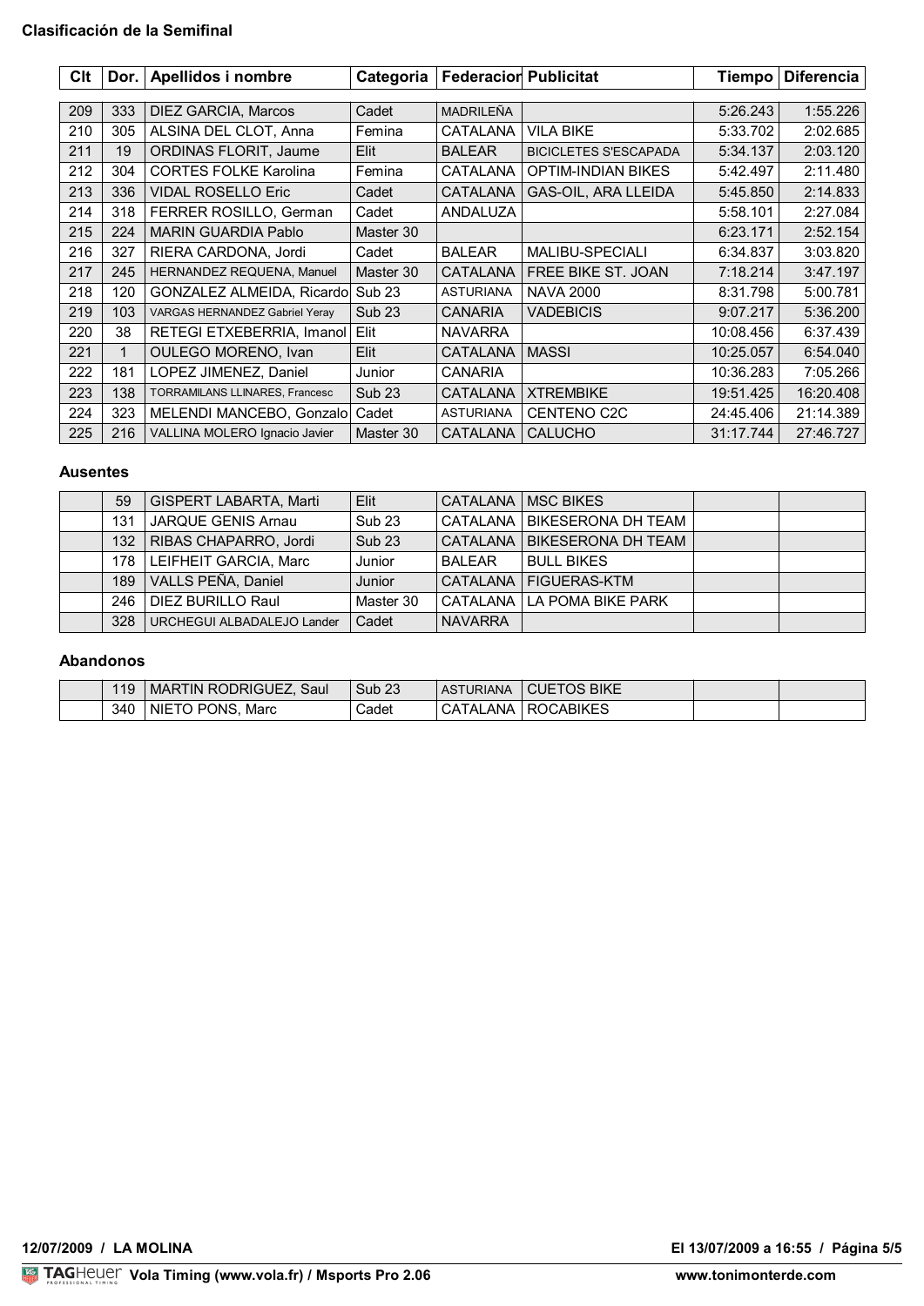**Clasificación de la Semifinal**

| Clt | Dor. | Apellidos i nombre | Categoria | Federacion | Publicitat | Tiempo | Diferencia |
|---|---|---|---|---|---|---|---|
| 209 | 333 | DIEZ GARCIA, Marcos | Cadet | MADRILEÑA | | 5:26.243 | 1:55.226 |
| 210 | 305 | ALSINA DEL CLOT, Anna | Femina | CATALANA | VILA BIKE | 5:33.702 | 2:02.685 |
| 211 | 19 | ORDINAS FLORIT, Jaume | Elit | BALEAR | BICICLETES S'ESCAPADA | 5:34.137 | 2:03.120 |
| 212 | 304 | CORTES FOLKE Karolina | Femina | CATALANA | OPTIM-INDIAN BIKES | 5:42.497 | 2:11.480 |
| 213 | 336 | VIDAL ROSELLO Eric | Cadet | CATALANA | GAS-OIL, ARA LLEIDA | 5:45.850 | 2:14.833 |
| 214 | 318 | FERRER ROSILLO, German | Cadet | ANDALUZA | | 5:58.101 | 2:27.084 |
| 215 | 224 | MARIN GUARDIA Pablo | Master 30 | | | 6:23.171 | 2:52.154 |
| 216 | 327 | RIERA CARDONA, Jordi | Cadet | BALEAR | MALIBU-SPECIALI | 6:34.837 | 3:03.820 |
| 217 | 245 | HERNANDEZ REQUENA, Manuel | Master 30 | CATALANA | FREE BIKE ST. JOAN | 7:18.214 | 3:47.197 |
| 218 | 120 | GONZALEZ ALMEIDA, Ricardo | Sub 23 | ASTURIANA | NAVA 2000 | 8:31.798 | 5:00.781 |
| 219 | 103 | VARGAS HERNANDEZ Gabriel Yeray | Sub 23 | CANARIA | VADEBICIS | 9:07.217 | 5:36.200 |
| 220 | 38 | RETEGI ETXEBERRIA, Imanol | Elit | NAVARRA | | 10:08.456 | 6:37.439 |
| 221 | 1 | OULEGO MORENO, Ivan | Elit | CATALANA | MASSI | 10:25.057 | 6:54.040 |
| 222 | 181 | LOPEZ JIMENEZ, Daniel | Junior | CANARIA | | 10:36.283 | 7:05.266 |
| 223 | 138 | TORRAMILANS LLINARES, Francesc | Sub 23 | CATALANA | XTREMBIKE | 19:51.425 | 16:20.408 |
| 224 | 323 | MELENDI MANCEBO, Gonzalo | Cadet | ASTURIANA | CENTENO C2C | 24:45.406 | 21:14.389 |
| 225 | 216 | VALLINA MOLERO Ignacio Javier | Master 30 | CATALANA | CALUCHO | 31:17.744 | 27:46.727 |

**Ausentes**

| | | | | | | | |
|---|---|---|---|---|---|---|---|
| | 59 | GISPERT LABARTA, Marti | Elit | CATALANA | MSC BIKES | | |
| | 131 | JARQUE GENIS Arnau | Sub 23 | CATALANA | BIKESERONA DH TEAM | | |
| | 132 | RIBAS CHAPARRO, Jordi | Sub 23 | CATALANA | BIKESERONA DH TEAM | | |
| | 178 | LEIFHEIT GARCIA, Marc | Junior | BALEAR | BULL BIKES | | |
| | 189 | VALLS PEÑA, Daniel | Junior | CATALANA | FIGUERAS-KTM | | |
| | 246 | DIEZ BURILLO Raul | Master 30 | CATALANA | LA POMA BIKE PARK | | |
| | 328 | URCHEGUI ALBADALEJO Lander | Cadet | NAVARRA | | | |

**Abandonos**

| | | | | | | | |
|---|---|---|---|---|---|---|---|
| | 119 | MARTIN RODRIGUEZ, Saul | Sub 23 | ASTURIANA | CUETOS BIKE | | |
| | 340 | NIETO PONS, Marc | Cadet | CATALANA | ROCABIKES | | |

12/07/2009 / LA MOLINA

El 13/07/2009 a 16:55

TAGHeuer Vola Timing (www.vola.fr) / Msports Pro 2.06

www.tonimonterde.com